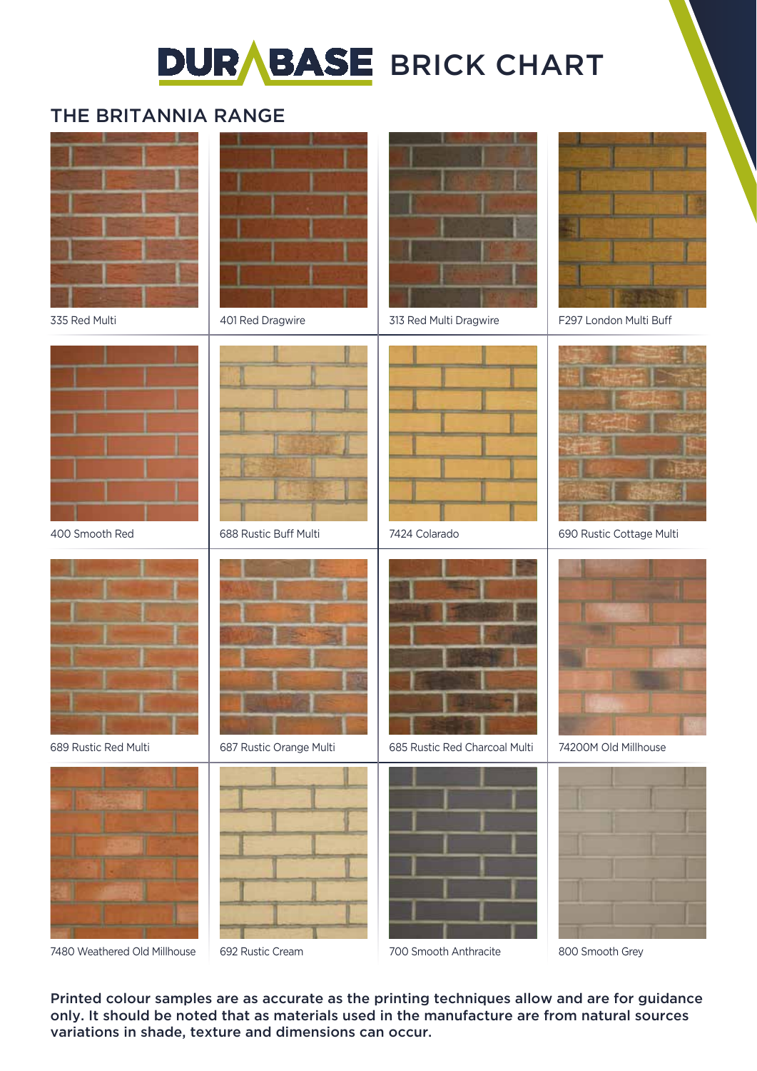# DURABASE BRICK CHART

## THE BRITANNIA RANGE

335 Red Multi

401 Red Dragwire

313 Red Multi Dragwire

F297 London Multi Buff

400 Smooth Red

688 Rustic Buff Multi

7424 Colarado

690 Rustic Cottage Multi

689 Rustic Red Multi

687 Rustic Orange Multi

685 Rustic Red Charcoal Multi

74200M Old Millhouse

7480 Weathered Old Millhouse

692 Rustic Cream

700 Smooth Anthracite

800 Smooth Grey

**Printed colour samples are as accurate as the printing techniques allow and are for guidance only. It should be noted that as materials used in the manufacture are from natural sources variations in shade, texture and dimensions can occur.**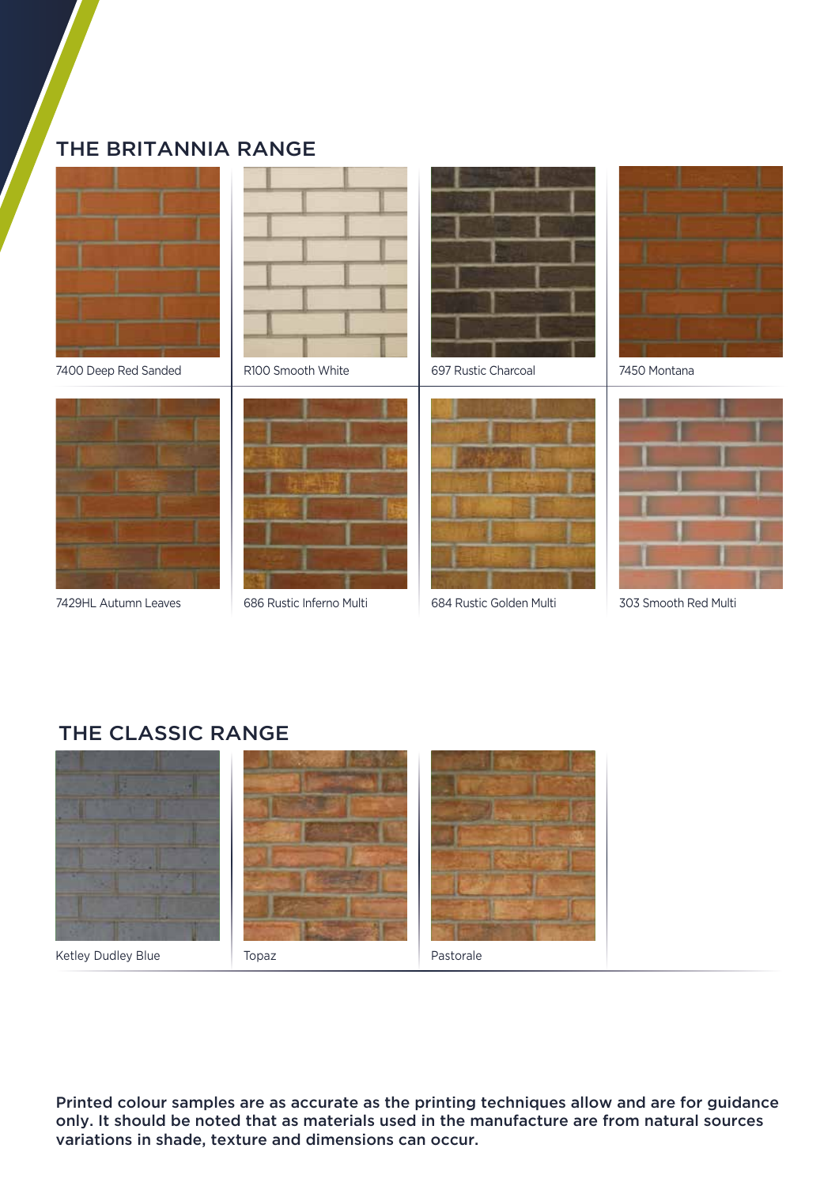## THE BRITANNIA RANGE

7400 Deep Red Sanded

R100 Smooth White

697 Rustic Charcoal

7450 Montana

7429HL Autumn Leaves

686 Rustic Inferno Multi

684 Rustic Golden Multi

303 Smooth Red Multi

## THE CLASSIC RANGE

Ketley Dudley Blue

Topaz

Pastorale

**Printed colour samples are as accurate as the printing techniques allow and are for guidance only. It should be noted that as materials used in the manufacture are from natural sources variations in shade, texture and dimensions can occur.**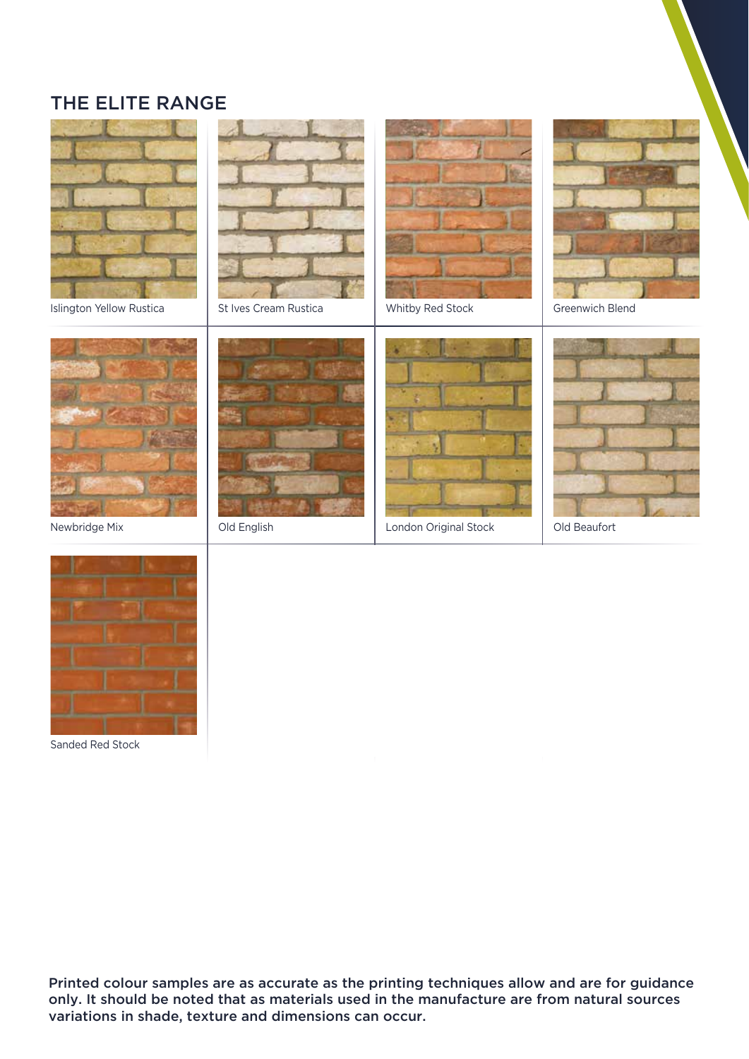## THE ELITE RANGE

Islington Yellow Rustica

St Ives Cream Rustica

Whitby Red Stock

Greenwich Blend

Newbridge Mix

Old English

London Original Stock

Old Beaufort

Sanded Red Stock

**Printed colour samples are as accurate as the printing techniques allow and are for guidance only. It should be noted that as materials used in the manufacture are from natural sources variations in shade, texture and dimensions can occur.**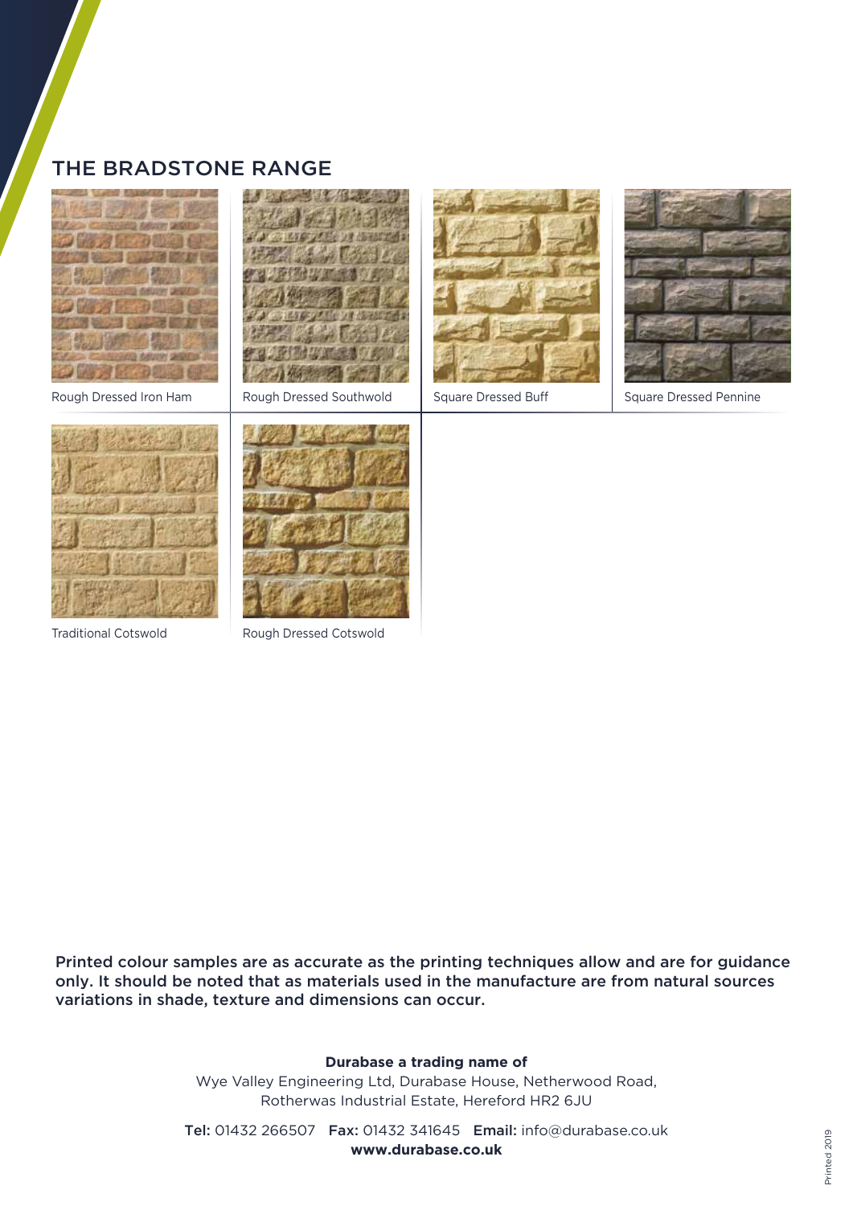## THE BRADSTONE RANGE

Rough Dressed Iron Ham

Rough Dressed Southwold

Square Dressed Buff

Square Dressed Pennine

Traditional Cotswold

Rough Dressed Cotswold

**Printed colour samples are as accurate as the printing techniques allow and are for guidance only. It should be noted that as materials used in the manufacture are from natural sources variations in shade, texture and dimensions can occur.**

**Durabase a trading name of**
Wye Valley Engineering Ltd, Durabase House, Netherwood Road,
Rotherwas Industrial Estate, Hereford HR2 6JU

**Tel:** 01432 266507 **Fax:** 01432 341645 **Email:** info@durabase.co.uk
**www.durabase.co.uk**

Printed 2019